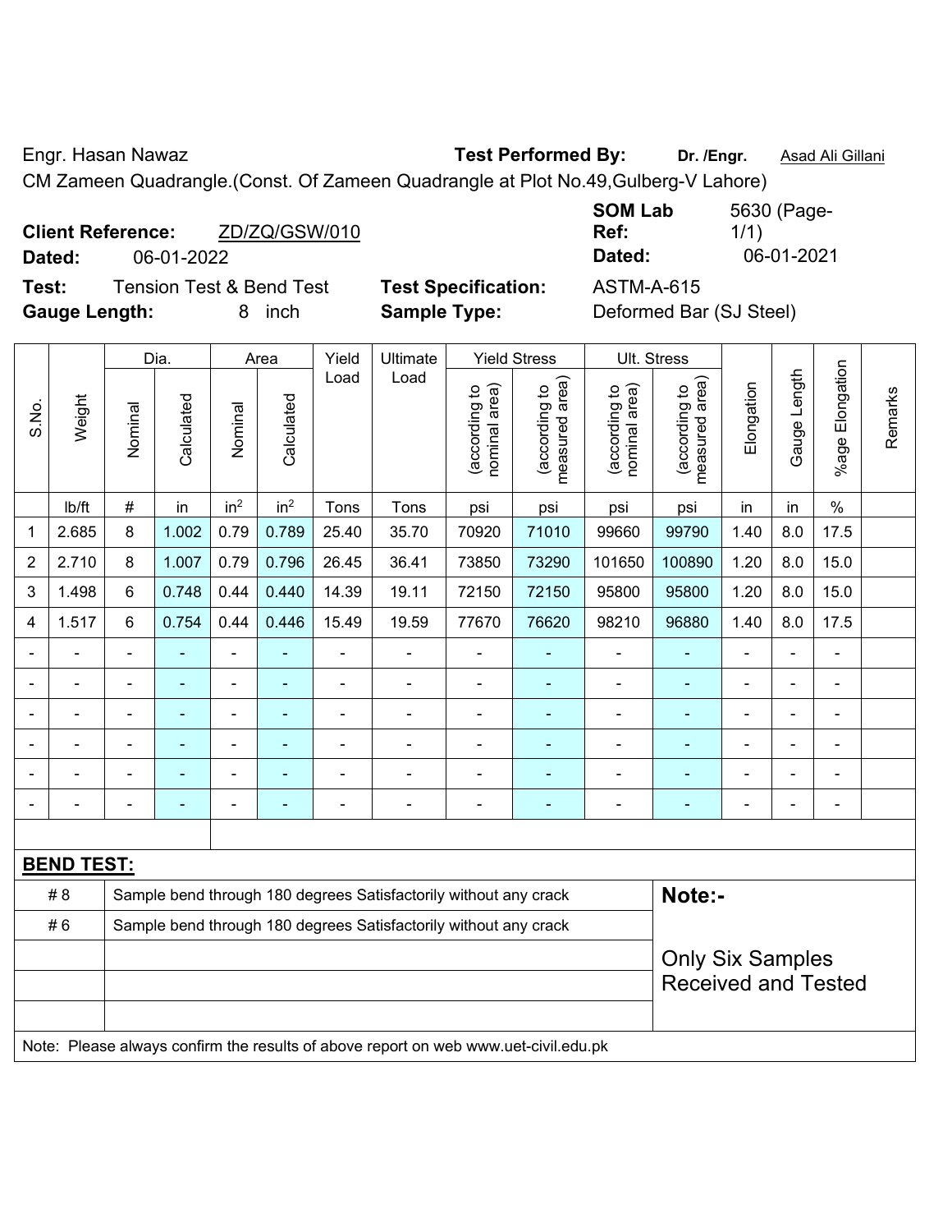Engr. Hasan Nawaz **Test Performed By:** **Dr. /Engr.** Asad Ali Gillani

CM Zameen Quadrangle.(Const. Of Zameen Quadrangle at Plot No.49,Gulberg-V Lahore)

**Client Reference:** ZD/ZQ/GSW/010 **SOM Lab Ref:** 5630 (Page-1/1)

**Dated:** 06-01-2022 **Dated:** 06-01-2021

**Test:** Tension Test & Bend Test **Test Specification:** ASTM-A-615

**Gauge Length:** 8 inch **Sample Type:** Deformed Bar (SJ Steel)

| S.No. | Weight | Dia. | | Area | | Yield Load | Ultimate Load | Yield Stress | | Ult. Stress | | Elongation | Gauge Length | %age Elongation | Remarks |
|---|---|---|---|---|---|---|---|---|---|---|---|---|---|---|---|
| | | Nominal | Calculated | Nominal | Calculated | | | (according to nominal area) | (according to measured area) | (according to nominal area) | (according to measured area) | | | | |
| | lb/ft | # | in | in$^2$ | in$^2$ | Tons | Tons | psi | psi | psi | psi | in | in | % | |
| 1 | 2.685 | 8 | 1.002 | 0.79 | 0.789 | 25.40 | 35.70 | 70920 | 71010 | 99660 | 99790 | 1.40 | 8.0 | 17.5 | |
| 2 | 2.710 | 8 | 1.007 | 0.79 | 0.796 | 26.45 | 36.41 | 73850 | 73290 | 101650 | 100890 | 1.20 | 8.0 | 15.0 | |
| 3 | 1.498 | 6 | 0.748 | 0.44 | 0.440 | 14.39 | 19.11 | 72150 | 72150 | 95800 | 95800 | 1.20 | 8.0 | 15.0 | |
| 4 | 1.517 | 6 | 0.754 | 0.44 | 0.446 | 15.49 | 19.59 | 77670 | 76620 | 98210 | 96880 | 1.40 | 8.0 | 17.5 | |
| - | - | - | - | - | - | - | - | - | - | - | - | - | - | - | |
| - | - | - | - | - | - | - | - | - | - | - | - | - | - | - | |
| - | - | - | - | - | - | - | - | - | - | - | - | - | - | - | |
| - | - | - | - | - | - | - | - | - | - | - | - | - | - | - | |
| - | - | - | - | - | - | - | - | - | - | - | - | - | - | - | |
| - | - | - | - | - | - | - | - | - | - | - | - | - | - | - | |

**BEND TEST:**

| | | |
|---|---|---|
| # 8 | Sample bend through 180 degrees Satisfactorily without any crack | **Note:-** |
| # 6 | Sample bend through 180 degrees Satisfactorily without any crack | Only Six Samples Received and Tested |

Note: Please always confirm the results of above report on web www.uet-civil.edu.pk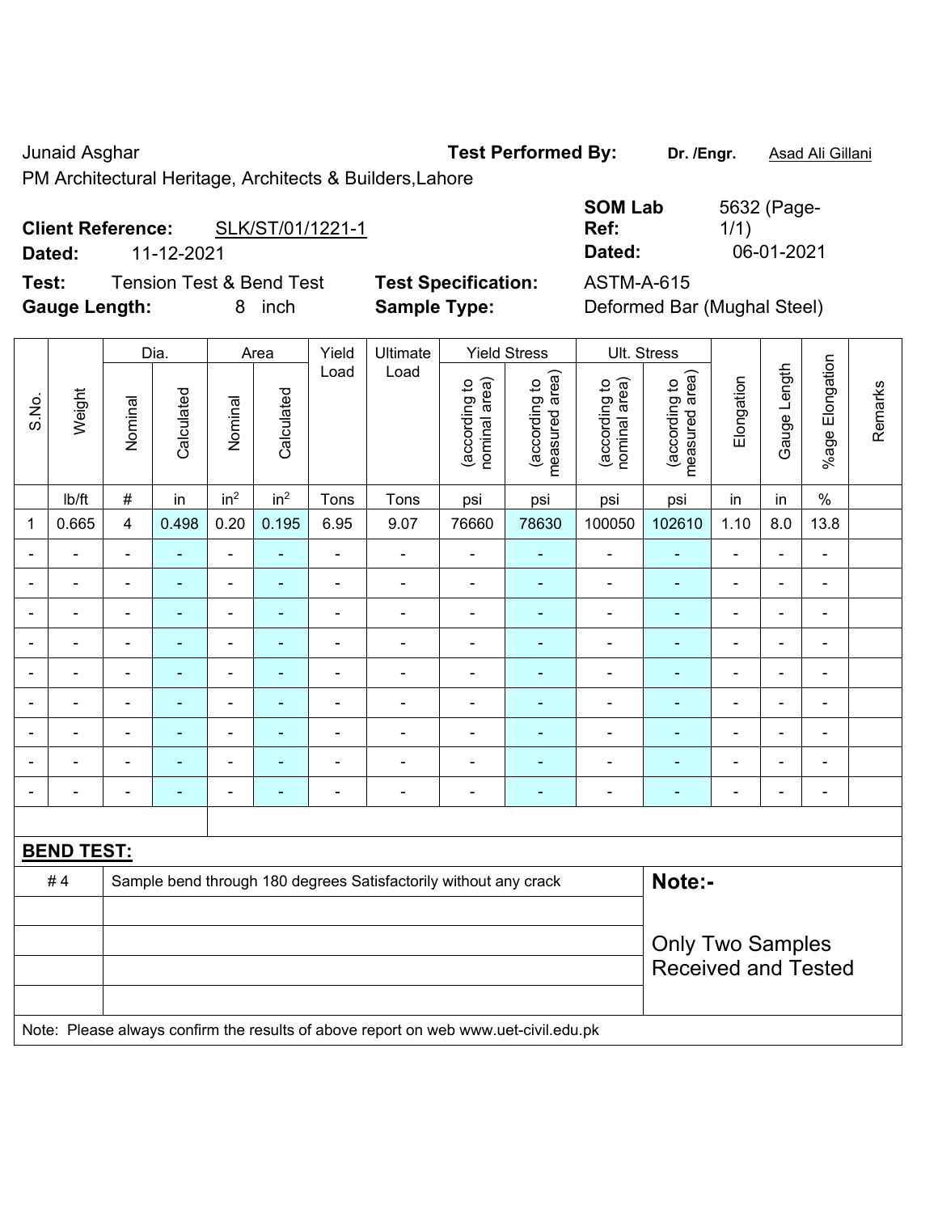Junaid Asghar

PM Architectural Heritage, Architects & Builders,Lahore

**Test Performed By:** **Dr. /Engr.** Asad Ali Gillani

**Client Reference:** SLK/ST/01/1221-1

**Dated:** 11-12-2021

**SOM Lab Ref:** 5632 (Page-1/1)

**Dated:** 06-01-2021

**Test:** Tension Test & Bend Test

**Test Specification:** ASTM-A-615

**Gauge Length:** 8 inch

**Sample Type:** Deformed Bar (Mughal Steel)

| S.No. | Weight | Dia. | | Area | | Yield Load | Ultimate Load | Yield Stress | | Ult. Stress | | Elongation | Gauge Length | %age Elongation | Remarks |
|---|---|---|---|---|---|---|---|---|---|---|---|---|---|---|---|
| | | Nominal | Calculated | Nominal | Calculated | | | (according to nominal area) | (according to measured area) | (according to nominal area) | (according to measured area) | | | | |
| | lb/ft | # | in | in$^2$ | in$^2$ | Tons | Tons | psi | psi | psi | psi | in | in | % | |
| 1 | 0.665 | 4 | 0.498 | 0.20 | 0.195 | 6.95 | 9.07 | 76660 | 78630 | 100050 | 102610 | 1.10 | 8.0 | 13.8 | |
| - | - | - | - | - | - | - | - | - | - | - | - | - | - | - | |
| - | - | - | - | - | - | - | - | - | - | - | - | - | - | - | |
| - | - | - | - | - | - | - | - | - | - | - | - | - | - | - | |
| - | - | - | - | - | - | - | - | - | - | - | - | - | - | - | |
| - | - | - | - | - | - | - | - | - | - | - | - | - | - | - | |
| - | - | - | - | - | - | - | - | - | - | - | - | - | - | - | |
| - | - | - | - | - | - | - | - | - | - | - | - | - | - | - | |
| - | - | - | - | - | - | - | - | - | - | - | - | - | - | - | |
| - | - | - | - | - | - | - | - | - | - | - | - | - | - | - | |

**BEND TEST:**

| # 4 | Sample bend through 180 degrees Satisfactorily without any crack |
|---|---|
| | |
| | |
| | |
| | |

**Note:-**

Only Two Samples Received and Tested

Note: Please always confirm the results of above report on web www.uet-civil.edu.pk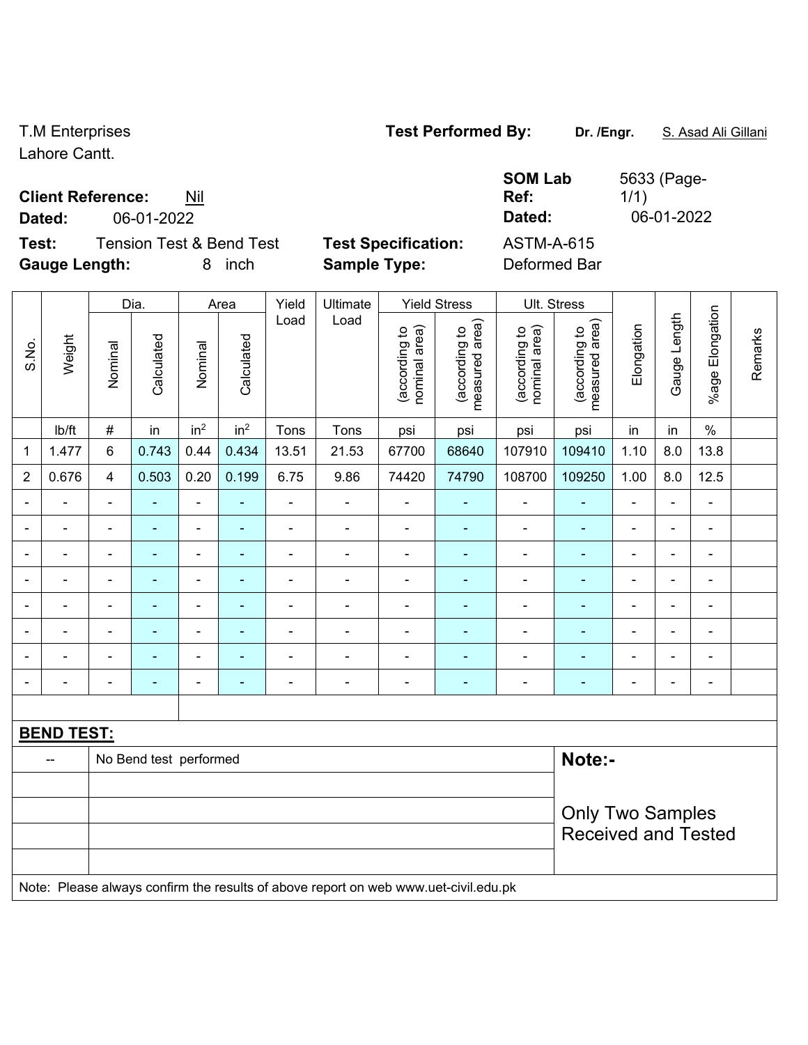T.M Enterprises
Lahore Cantt.

**Test Performed By:** **Dr. /Engr.** S. Asad Ali Gillani

**Client Reference:** Nil
**Dated:** 06-01-2022

**SOM Lab Ref:** 5633 (Page-1/1)
**Dated:** 06-01-2022

**Test:** Tension Test & Bend Test
**Gauge Length:** 8 inch

**Test Specification:** ASTM-A-615
**Sample Type:** Deformed Bar

| S.No. | Weight | Dia. | | Area | | Yield Load | Ultimate Load | Yield Stress | | Ult. Stress | | Elongation | Gauge Length | %age Elongation | Remarks |
|---|---|---|---|---|---|---|---|---|---|---|---|---|---|---|---|
| | | Nominal | Calculated | Nominal | Calculated | | | (according to nominal area) | (according to measured area) | (according to nominal area) | (according to measured area) | | | | |
| | lb/ft | # | in | in² | in² | Tons | Tons | psi | psi | psi | psi | in | in | % | |
| 1 | 1.477 | 6 | 0.743 | 0.44 | 0.434 | 13.51 | 21.53 | 67700 | 68640 | 107910 | 109410 | 1.10 | 8.0 | 13.8 | |
| 2 | 0.676 | 4 | 0.503 | 0.20 | 0.199 | 6.75 | 9.86 | 74420 | 74790 | 108700 | 109250 | 1.00 | 8.0 | 12.5 | |
| - | - | - | - | - | - | - | - | - | - | - | - | - | - | - | |
| - | - | - | - | - | - | - | - | - | - | - | - | - | - | - | |
| - | - | - | - | - | - | - | - | - | - | - | - | - | - | - | |
| - | - | - | - | - | - | - | - | - | - | - | - | - | - | - | |
| - | - | - | - | - | - | - | - | - | - | - | - | - | - | - | |
| - | - | - | - | - | - | - | - | - | - | - | - | - | - | - | |
| - | - | - | - | - | - | - | - | - | - | - | - | - | - | - | |
| - | - | - | - | - | - | - | - | - | - | - | - | - | - | - | |

**BEND TEST:**

| -- | No Bend test performed |
|---|---|

**Note:-**

Only Two Samples Received and Tested

Note: Please always confirm the results of above report on web www.uet-civil.edu.pk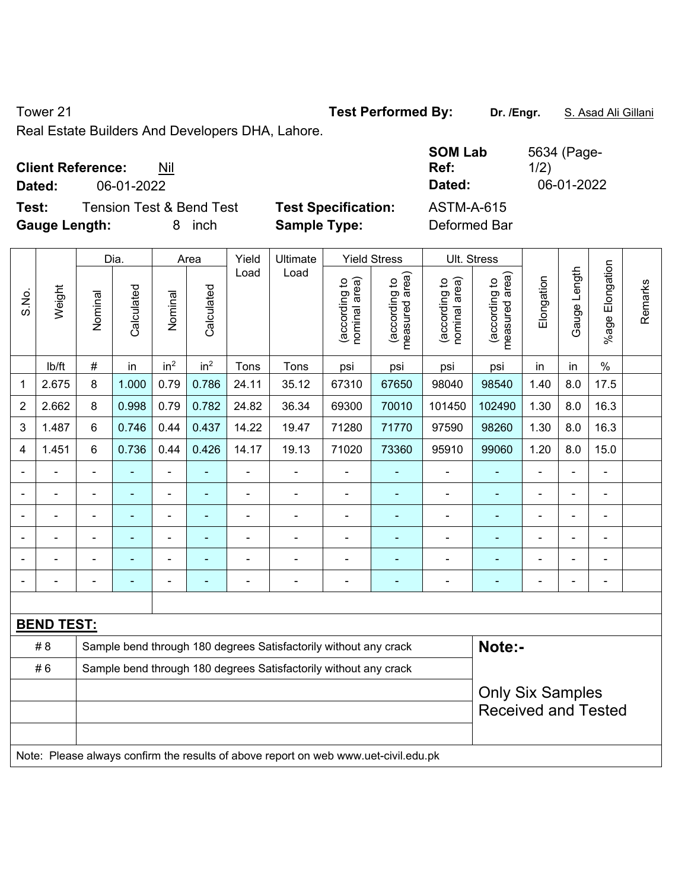Tower 21 **Test Performed By:** **Dr. /Engr.** S. Asad Ali Gillani

Real Estate Builders And Developers DHA, Lahore.

**Client Reference:** Nil **SOM Lab Ref:** 5634 (Page-1/2)

**Dated:** 06-01-2022 **Dated:** 06-01-2022

**Test:** Tension Test & Bend Test **Test Specification:** ASTM-A-615

**Gauge Length:** 8 inch **Sample Type:** Deformed Bar

| S.No. | Weight | Dia. | | Area | | Yield Load | Ultimate Load | Yield Stress | | Ult. Stress | | Elongation | Gauge Length | %age Elongation | Remarks |
|---|---|---|---|---|---|---|---|---|---|---|---|---|---|---|---|
| | | Nominal | Calculated | Nominal | Calculated | | | (according to nominal area) | (according to measured area) | (according to nominal area) | (according to measured area) | | | | |
| | lb/ft | # | in | $in^2$ | $in^2$ | Tons | Tons | psi | psi | psi | psi | in | in | % | |
| 1 | 2.675 | 8 | 1.000 | 0.79 | 0.786 | 24.11 | 35.12 | 67310 | 67650 | 98040 | 98540 | 1.40 | 8.0 | 17.5 | |
| 2 | 2.662 | 8 | 0.998 | 0.79 | 0.782 | 24.82 | 36.34 | 69300 | 70010 | 101450 | 102490 | 1.30 | 8.0 | 16.3 | |
| 3 | 1.487 | 6 | 0.746 | 0.44 | 0.437 | 14.22 | 19.47 | 71280 | 71770 | 97590 | 98260 | 1.30 | 8.0 | 16.3 | |
| 4 | 1.451 | 6 | 0.736 | 0.44 | 0.426 | 14.17 | 19.13 | 71020 | 73360 | 95910 | 99060 | 1.20 | 8.0 | 15.0 | |
| - | - | - | - | - | - | - | - | - | - | - | - | - | - | - | |
| - | - | - | - | - | - | - | - | - | - | - | - | - | - | - | |
| - | - | - | - | - | - | - | - | - | - | - | - | - | - | - | |
| - | - | - | - | - | - | - | - | - | - | - | - | - | - | - | |
| - | - | - | - | - | - | - | - | - | - | - | - | - | - | - | |
| - | - | - | - | - | - | - | - | - | - | - | - | - | - | - | |

**BEND TEST:**

| | | |
|---|---|---|
| # 8 | Sample bend through 180 degrees Satisfactorily without any crack | **Note:-** |
| # 6 | Sample bend through 180 degrees Satisfactorily without any crack | Only Six Samples Received and Tested |

Note: Please always confirm the results of above report on web www.uet-civil.edu.pk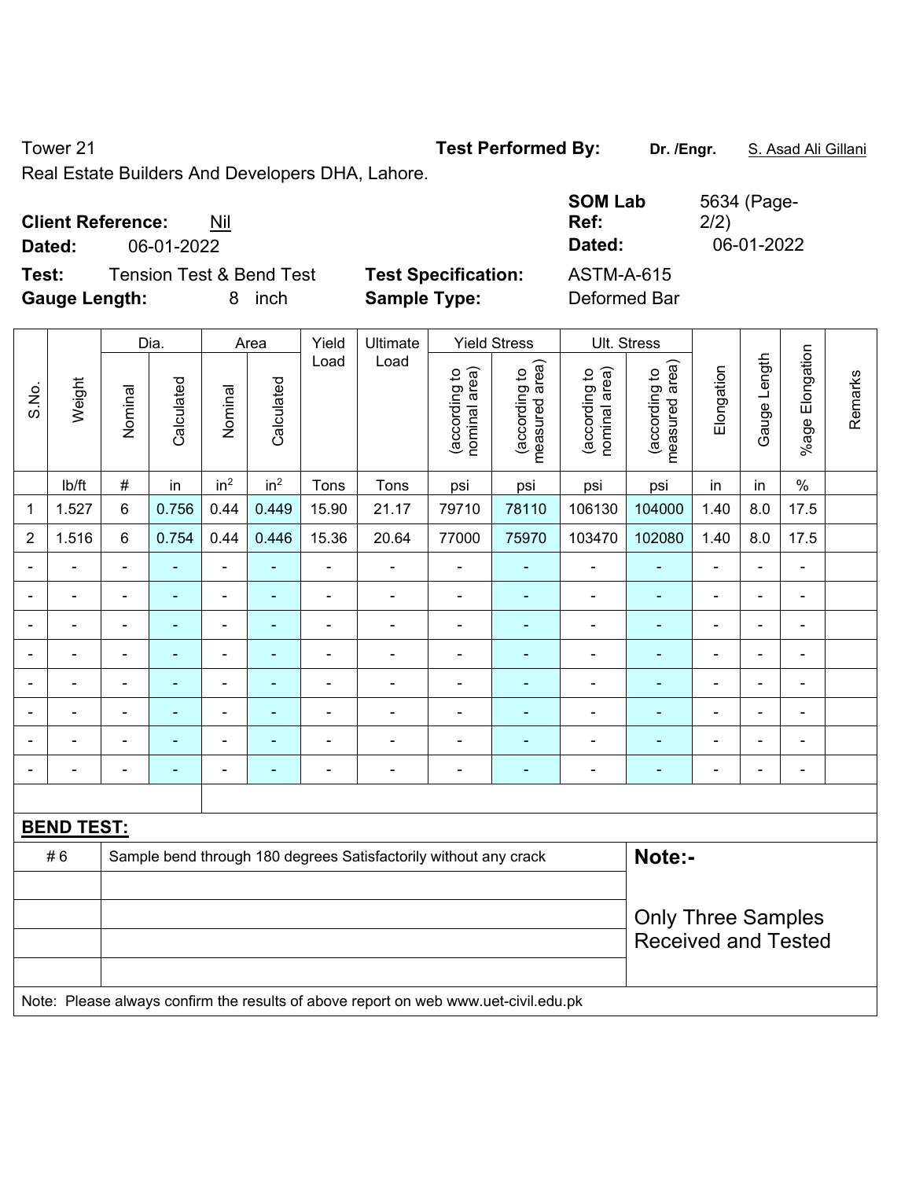Tower 21

Real Estate Builders And Developers DHA, Lahore.

**Test Performed By:** **Dr. /Engr.** S. Asad Ali Gillani

**Client Reference:** Nil

**Dated:** 06-01-2022

**SOM Lab Ref:** 5634 (Page-2/2)

**Dated:** 06-01-2022

**Test:** Tension Test & Bend Test

**Test Specification:** ASTM-A-615

**Gauge Length:** 8 inch

**Sample Type:** Deformed Bar

| S.No. | Weight | Dia. | | Area | | Yield Load | Ultimate Load | Yield Stress | | Ult. Stress | | Elongation | Gauge Length | %age Elongation | Remarks |
|---|---|---|---|---|---|---|---|---|---|---|---|---|---|---|---|
| | | Nominal | Calculated | Nominal | Calculated | | | (according to nominal area) | (according to measured area) | (according to nominal area) | (according to measured area) | | | | |
| | lb/ft | # | in | $in^2$ | $in^2$ | Tons | Tons | psi | psi | psi | psi | in | in | % | |
| 1 | 1.527 | 6 | 0.756 | 0.44 | 0.449 | 15.90 | 21.17 | 79710 | 78110 | 106130 | 104000 | 1.40 | 8.0 | 17.5 | |
| 2 | 1.516 | 6 | 0.754 | 0.44 | 0.446 | 15.36 | 20.64 | 77000 | 75970 | 103470 | 102080 | 1.40 | 8.0 | 17.5 | |
| - | - | - | - | - | - | - | - | - | - | - | - | - | - | - | |
| - | - | - | - | - | - | - | - | - | - | - | - | - | - | - | |
| - | - | - | - | - | - | - | - | - | - | - | - | - | - | - | |
| - | - | - | - | - | - | - | - | - | - | - | - | - | - | - | |
| - | - | - | - | - | - | - | - | - | - | - | - | - | - | - | |
| - | - | - | - | - | - | - | - | - | - | - | - | - | - | - | |
| - | - | - | - | - | - | - | - | - | - | - | - | - | - | - | |
| - | - | - | - | - | - | - | - | - | - | - | - | - | - | - | |

**BEND TEST:**

| | | |
|---|---|---|
| # 6 | Sample bend through 180 degrees Satisfactorily without any crack | **Note:-** |
| | | Only Three Samples Received and Tested |

Note: Please always confirm the results of above report on web www.uet-civil.edu.pk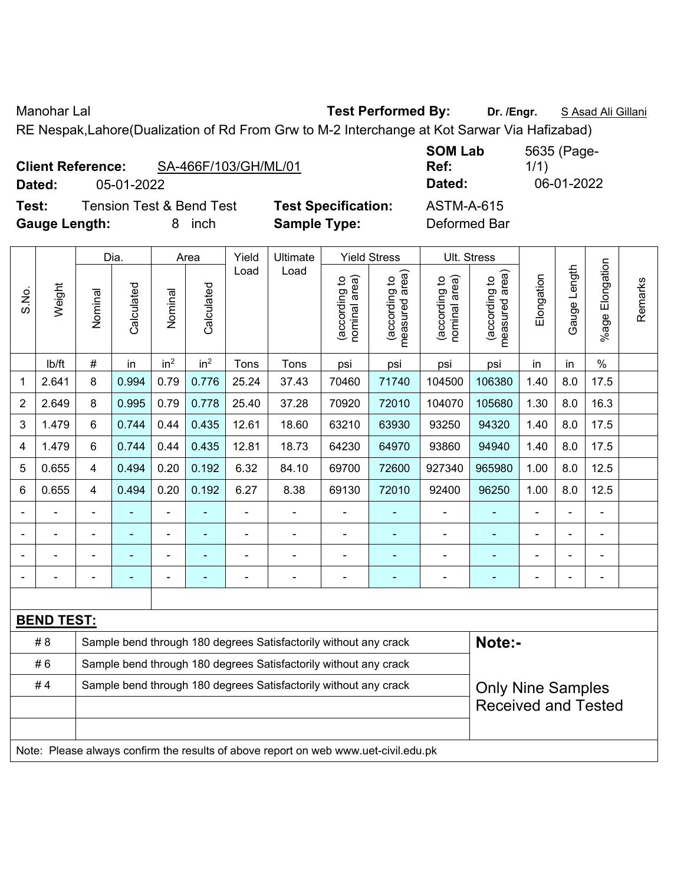Manohar Lal **Test Performed By:** **Dr. /Engr.** S Asad Ali Gillani

RE Nespak,Lahore(Dualization of Rd From Grw to M-2 Interchange at Kot Sarwar Via Hafizabad)

**Client Reference:** SA-466F/103/GH/ML/01 **SOM Lab Ref:** 5635 (Page-1/1)

**Dated:** 05-01-2022 **Dated:** 06-01-2022

**Test:** Tension Test & Bend Test **Test Specification:** ASTM-A-615

**Gauge Length:** 8 inch **Sample Type:** Deformed Bar

| S.No. | Weight | Dia. | | Area | | Yield Load | Ultimate Load | Yield Stress | | Ult. Stress | | Elongation | Gauge Length | %age Elongation | Remarks |
|---|---|---|---|---|---|---|---|---|---|---|---|---|---|---|---|
| | | Nominal | Calculated | Nominal | Calculated | | | (according to nominal area) | (according to measured area) | (according to nominal area) | (according to measured area) | | | | |
| | lb/ft | # | in | in$^2$ | in$^2$ | Tons | Tons | psi | psi | psi | psi | in | in | % | |
| 1 | 2.641 | 8 | 0.994 | 0.79 | 0.776 | 25.24 | 37.43 | 70460 | 71740 | 104500 | 106380 | 1.40 | 8.0 | 17.5 | |
| 2 | 2.649 | 8 | 0.995 | 0.79 | 0.778 | 25.40 | 37.28 | 70920 | 72010 | 104070 | 105680 | 1.30 | 8.0 | 16.3 | |
| 3 | 1.479 | 6 | 0.744 | 0.44 | 0.435 | 12.61 | 18.60 | 63210 | 63930 | 93250 | 94320 | 1.40 | 8.0 | 17.5 | |
| 4 | 1.479 | 6 | 0.744 | 0.44 | 0.435 | 12.81 | 18.73 | 64230 | 64970 | 93860 | 94940 | 1.40 | 8.0 | 17.5 | |
| 5 | 0.655 | 4 | 0.494 | 0.20 | 0.192 | 6.32 | 84.10 | 69700 | 72600 | 927340 | 965980 | 1.00 | 8.0 | 12.5 | |
| 6 | 0.655 | 4 | 0.494 | 0.20 | 0.192 | 6.27 | 8.38 | 69130 | 72010 | 92400 | 96250 | 1.00 | 8.0 | 12.5 | |
| - | - | - | - | - | - | - | - | - | - | - | - | - | - | - | |
| - | - | - | - | - | - | - | - | - | - | - | - | - | - | - | |
| - | - | - | - | - | - | - | - | - | - | - | - | - | - | - | |
| - | - | - | - | - | - | - | - | - | - | - | - | - | - | - | |

**BEND TEST:**

| | | |
|---|---|---|
| # 8 | Sample bend through 180 degrees Satisfactorily without any crack | **Note:-** |
| # 6 | Sample bend through 180 degrees Satisfactorily without any crack | |
| # 4 | Sample bend through 180 degrees Satisfactorily without any crack | Only Nine Samples Received and Tested |

Note: Please always confirm the results of above report on web www.uet-civil.edu.pk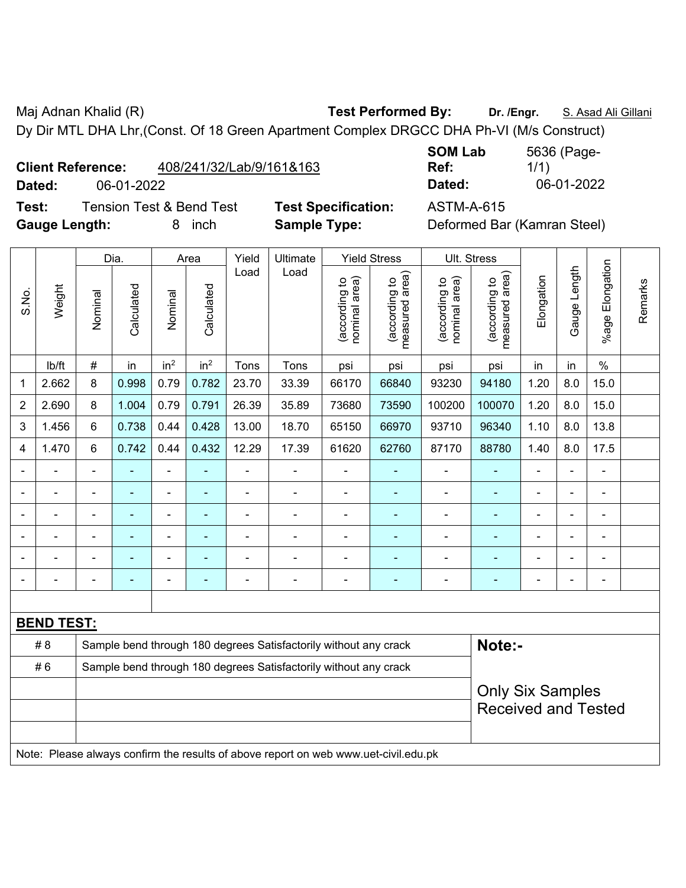Maj Adnan Khalid (R) **Test Performed By:** **Dr. /Engr.** S. Asad Ali Gillani

Dy Dir MTL DHA Lhr,(Const. Of 18 Green Apartment Complex DRGCC DHA Ph-VI (M/s Construct)

**Client Reference:** 408/241/32/Lab/9/161&163 **SOM Lab Ref:** 5636 (Page-1/1)

**Dated:** 06-01-2022 **Dated:** 06-01-2022

**Test:** Tension Test & Bend Test **Test Specification:** ASTM-A-615

**Gauge Length:** 8 inch **Sample Type:** Deformed Bar (Kamran Steel)

| S.No. | Weight | Dia. | | Area | | Yield Load | Ultimate Load | Yield Stress | | Ult. Stress | | Elongation | Gauge Length | %age Elongation | Remarks |
|---|---|---|---|---|---|---|---|---|---|---|---|---|---|---|---|
| | | Nominal | Calculated | Nominal | Calculated | | | (according to nominal area) | (according to measured area) | (according to nominal area) | (according to measured area) | | | | |
| | lb/ft | # | in | $in^2$ | $in^2$ | Tons | Tons | psi | psi | psi | psi | in | in | % | |
| 1 | 2.662 | 8 | 0.998 | 0.79 | 0.782 | 23.70 | 33.39 | 66170 | 66840 | 93230 | 94180 | 1.20 | 8.0 | 15.0 | |
| 2 | 2.690 | 8 | 1.004 | 0.79 | 0.791 | 26.39 | 35.89 | 73680 | 73590 | 100200 | 100070 | 1.20 | 8.0 | 15.0 | |
| 3 | 1.456 | 6 | 0.738 | 0.44 | 0.428 | 13.00 | 18.70 | 65150 | 66970 | 93710 | 96340 | 1.10 | 8.0 | 13.8 | |
| 4 | 1.470 | 6 | 0.742 | 0.44 | 0.432 | 12.29 | 17.39 | 61620 | 62760 | 87170 | 88780 | 1.40 | 8.0 | 17.5 | |
| - | - | - | - | - | - | - | - | - | - | - | - | - | - | - | |
| - | - | - | - | - | - | - | - | - | - | - | - | - | - | - | |
| - | - | - | - | - | - | - | - | - | - | - | - | - | - | - | |
| - | - | - | - | - | - | - | - | - | - | - | - | - | - | - | |
| - | - | - | - | - | - | - | - | - | - | - | - | - | - | - | |
| - | - | - | - | - | - | - | - | - | - | - | - | - | - | - | |

**BEND TEST:**

| | | |
|---|---|---|
| # 8 | Sample bend through 180 degrees Satisfactorily without any crack | **Note:-** |
| # 6 | Sample bend through 180 degrees Satisfactorily without any crack | Only Six Samples Received and Tested |

Note: Please always confirm the results of above report on web www.uet-civil.edu.pk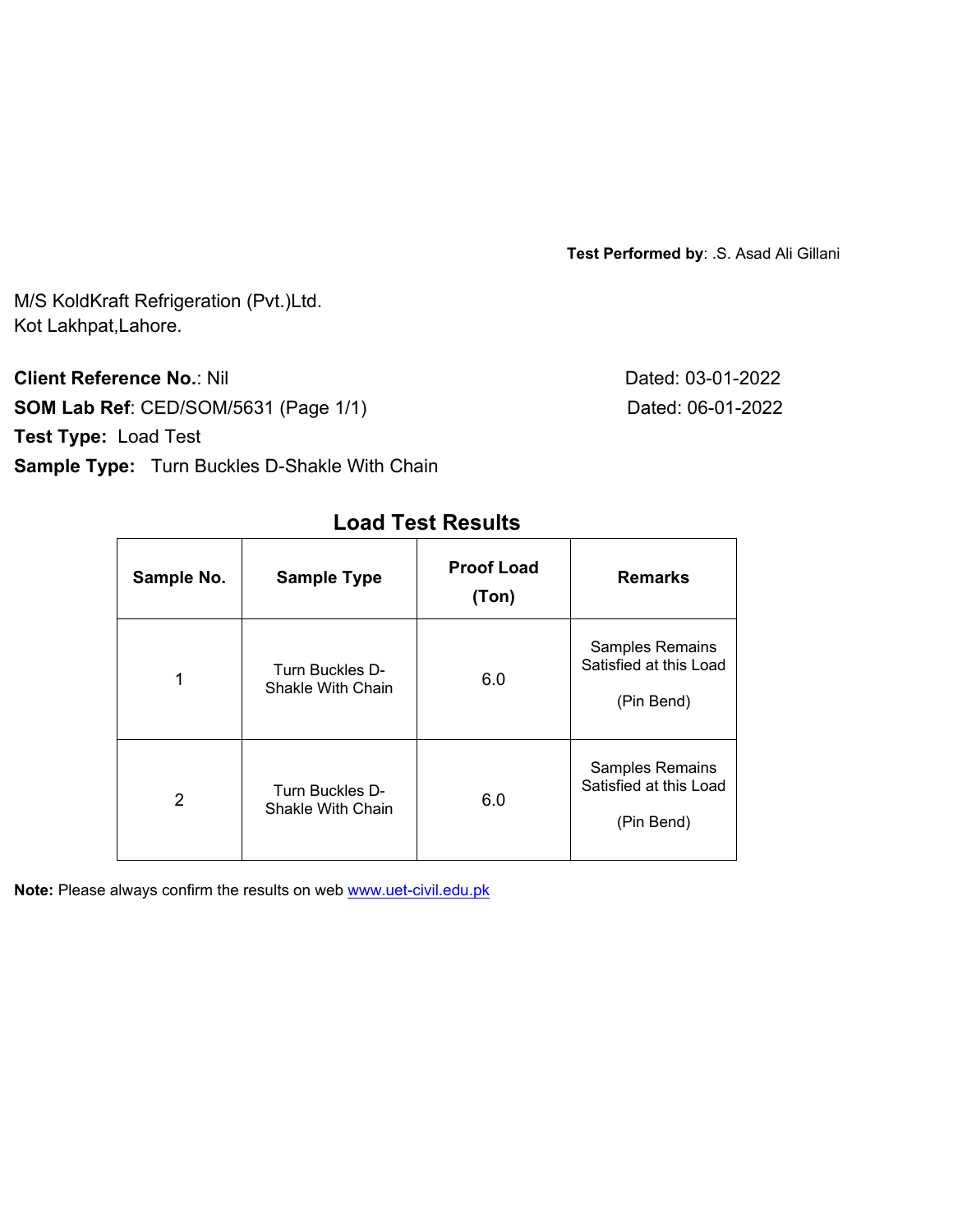**Test Performed by**: .S. Asad Ali Gillani

M/S KoldKraft Refrigeration (Pvt.)Ltd.
Kot Lakhpat,Lahore.

**Client Reference No.**: Nil　　　　　　　　　　　　　　　　　　　Dated: 03-01-2022

**SOM Lab Ref**: CED/SOM/5631 (Page 1/1)　　　　　　　　　　　Dated: 06-01-2022

**Test Type:** Load Test

**Sample Type:** Turn Buckles D-Shakle With Chain

## Load Test Results

| Sample No. | Sample Type | Proof Load (Ton) | Remarks |
|---|---|---|---|
| 1 | Turn Buckles D-Shakle With Chain | 6.0 | Samples Remains Satisfied at this Load (Pin Bend) |
| 2 | Turn Buckles D-Shakle With Chain | 6.0 | Samples Remains Satisfied at this Load (Pin Bend) |

**Note:** Please always confirm the results on web www.uet-civil.edu.pk